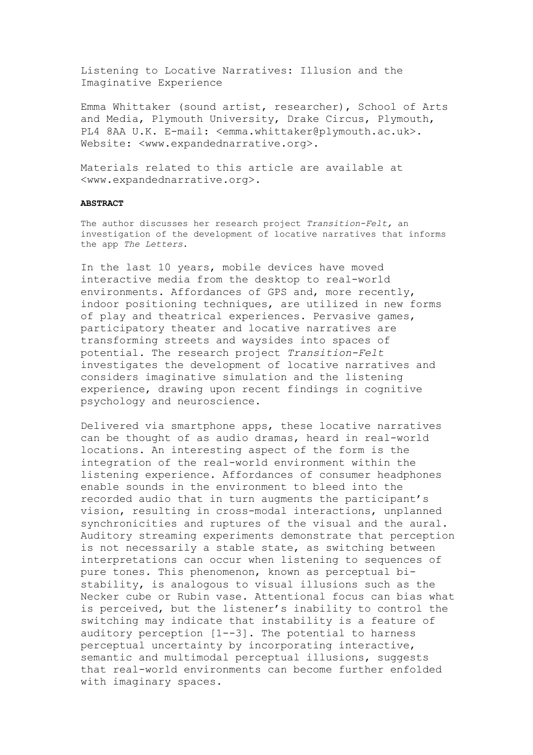# Listening to Locative Narratives: Illusion and the Imaginative Experience

Emma Whittaker (sound artist, researcher), School of Arts and Media, Plymouth University, Drake Circus, Plymouth, PL4 8AA U.K. E-mail: <emma.whittaker@plymouth.ac.uk>. Website: <www.expandednarrative.org>.

Materials related to this article are available at <www.expandednarrative.org>.

**ABSTRACT**

The author discusses her research project *Transition-Felt,* an investigation of the development of locative narratives that informs the app *The Letters*.

In the last 10 years, mobile devices have moved interactive media from the desktop to real-world environments. Affordances of GPS and, more recently, indoor positioning techniques, are utilized in new forms of play and theatrical experiences. Pervasive games, participatory theater and locative narratives are transforming streets and waysides into spaces of potential. The research project *Transition-Felt* investigates the development of locative narratives and considers imaginative simulation and the listening experience, drawing upon recent findings in cognitive psychology and neuroscience.

Delivered via smartphone apps, these locative narratives can be thought of as audio dramas, heard in real-world locations. An interesting aspect of the form is the integration of the real-world environment within the listening experience. Affordances of consumer headphones enable sounds in the environment to bleed into the recorded audio that in turn augments the participant's vision, resulting in cross-modal interactions, unplanned synchronicities and ruptures of the visual and the aural. Auditory streaming experiments demonstrate that perception is not necessarily a stable state, as switching between interpretations can occur when listening to sequences of pure tones. This phenomenon, known as perceptual bi-stability, is analogous to visual illusions such as the Necker cube or Rubin vase. Attentional focus can bias what is perceived, but the listener's inability to control the switching may indicate that instability is a feature of auditory perception [1--3]. The potential to harness perceptual uncertainty by incorporating interactive, semantic and multimodal perceptual illusions, suggests that real-world environments can become further enfolded with imaginary spaces.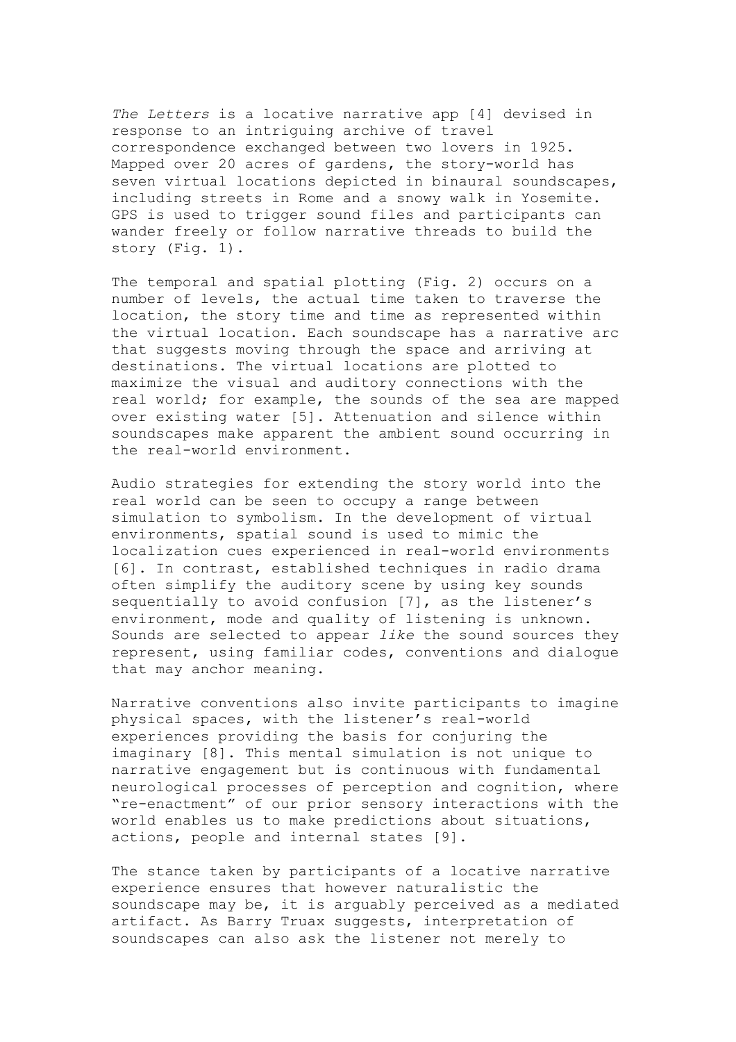*The Letters* is a locative narrative app [4] devised in response to an intriguing archive of travel correspondence exchanged between two lovers in 1925. Mapped over 20 acres of gardens, the story-world has seven virtual locations depicted in binaural soundscapes, including streets in Rome and a snowy walk in Yosemite. GPS is used to trigger sound files and participants can wander freely or follow narrative threads to build the story (Fig. 1).

The temporal and spatial plotting (Fig. 2) occurs on a number of levels, the actual time taken to traverse the location, the story time and time as represented within the virtual location. Each soundscape has a narrative arc that suggests moving through the space and arriving at destinations. The virtual locations are plotted to maximize the visual and auditory connections with the real world; for example, the sounds of the sea are mapped over existing water [5]. Attenuation and silence within soundscapes make apparent the ambient sound occurring in the real-world environment.

Audio strategies for extending the story world into the real world can be seen to occupy a range between simulation to symbolism. In the development of virtual environments, spatial sound is used to mimic the localization cues experienced in real-world environments [6]. In contrast, established techniques in radio drama often simplify the auditory scene by using key sounds sequentially to avoid confusion [7], as the listener's environment, mode and quality of listening is unknown. Sounds are selected to appear *like* the sound sources they represent, using familiar codes, conventions and dialogue that may anchor meaning.

Narrative conventions also invite participants to imagine physical spaces, with the listener's real-world experiences providing the basis for conjuring the imaginary [8]. This mental simulation is not unique to narrative engagement but is continuous with fundamental neurological processes of perception and cognition, where "re-enactment" of our prior sensory interactions with the world enables us to make predictions about situations, actions, people and internal states [9].

The stance taken by participants of a locative narrative experience ensures that however naturalistic the soundscape may be, it is arguably perceived as a mediated artifact. As Barry Truax suggests, interpretation of soundscapes can also ask the listener not merely to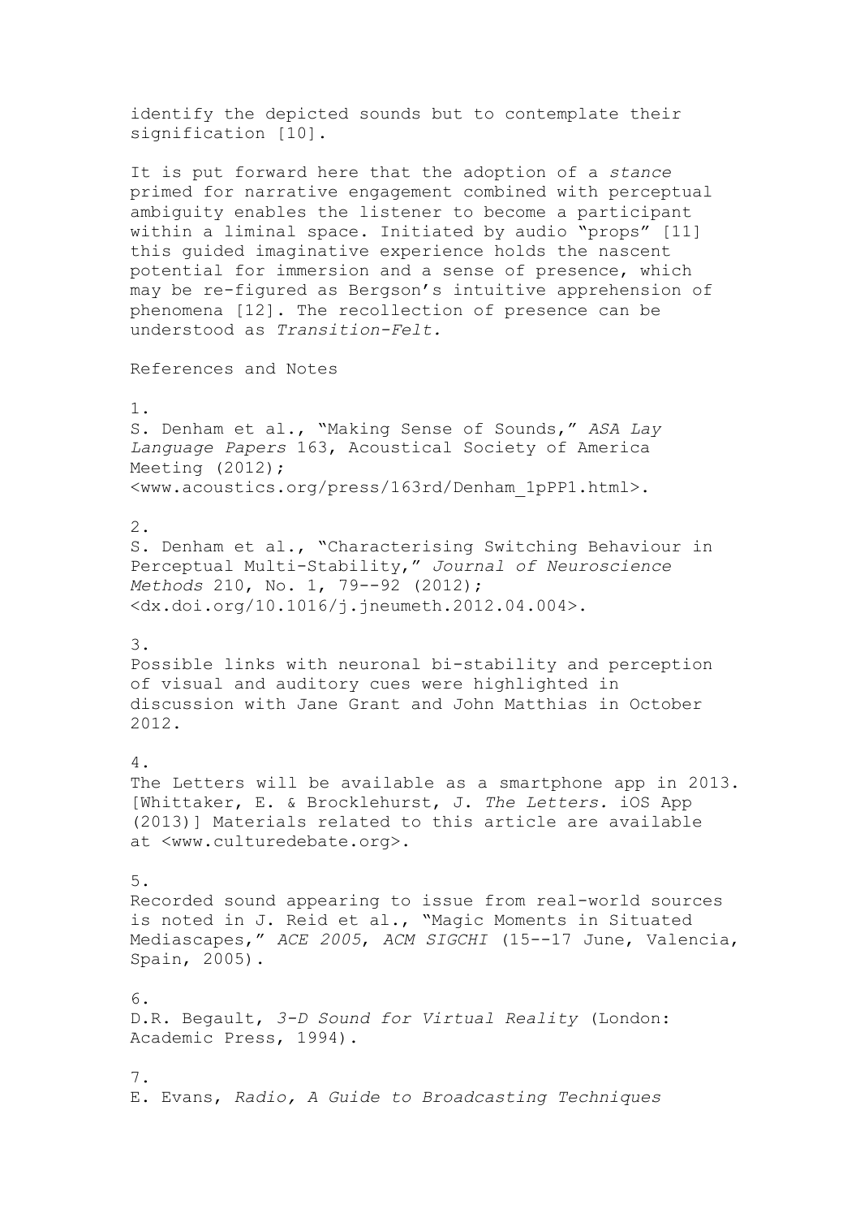identify the depicted sounds but to contemplate their signification [10].

It is put forward here that the adoption of a *stance* primed for narrative engagement combined with perceptual ambiguity enables the listener to become a participant within a liminal space. Initiated by audio "props" [11] this guided imaginative experience holds the nascent potential for immersion and a sense of presence, which may be re-figured as Bergson's intuitive apprehension of phenomena [12]. The recollection of presence can be understood as *Transition-Felt.*

References and Notes

1.
S. Denham et al., "Making Sense of Sounds," *ASA Lay Language Papers* 163, Acoustical Society of America Meeting (2012); <www.acoustics.org/press/163rd/Denham_1pPP1.html>.

2.
S. Denham et al., "Characterising Switching Behaviour in Perceptual Multi-Stability," *Journal of Neuroscience Methods* 210, No. 1, 79--92 (2012); <dx.doi.org/10.1016/j.jneumeth.2012.04.004>.

3.
Possible links with neuronal bi-stability and perception of visual and auditory cues were highlighted in discussion with Jane Grant and John Matthias in October 2012.

4.
The Letters will be available as a smartphone app in 2013. [Whittaker, E. & Brocklehurst, J. *The Letters.* iOS App (2013)] Materials related to this article are available at <www.culturedebate.org>.

5.
Recorded sound appearing to issue from real-world sources is noted in J. Reid et al., "Magic Moments in Situated Mediascapes," *ACE 2005*, *ACM SIGCHI* (15--17 June, Valencia, Spain, 2005).

6.
D.R. Begault, *3-D Sound for Virtual Reality* (London: Academic Press, 1994).

7.
E. Evans, *Radio, A Guide to Broadcasting Techniques*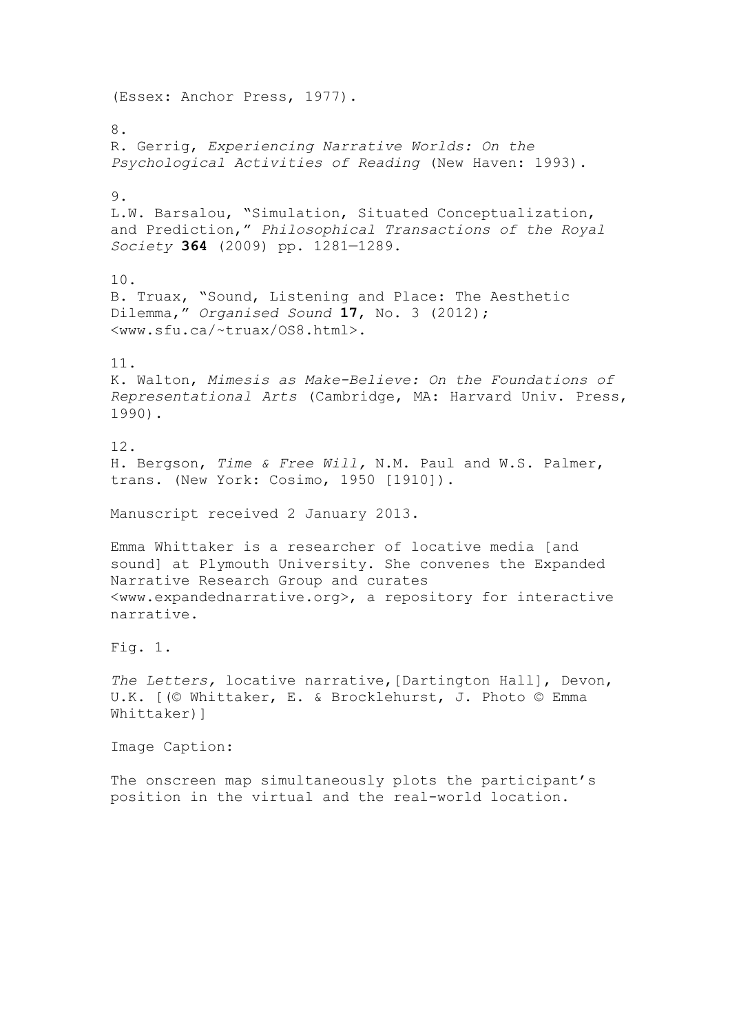(Essex: Anchor Press, 1977).

8.
R. Gerrig, *Experiencing Narrative Worlds: On the Psychological Activities of Reading* (New Haven: 1993).

9.
L.W. Barsalou, "Simulation, Situated Conceptualization, and Prediction," *Philosophical Transactions of the Royal Society* **364** (2009) pp. 1281—1289.

10.
B. Truax, "Sound, Listening and Place: The Aesthetic Dilemma," *Organised Sound* **17**, No. 3 (2012); <www.sfu.ca/~truax/OS8.html>.

11.
K. Walton, *Mimesis as Make-Believe: On the Foundations of Representational Arts* (Cambridge, MA: Harvard Univ. Press, 1990).

12.
H. Bergson, *Time & Free Will,* N.M. Paul and W.S. Palmer, trans. (New York: Cosimo, 1950 [1910]).

Manuscript received 2 January 2013.

Emma Whittaker is a researcher of locative media [and sound] at Plymouth University. She convenes the Expanded Narrative Research Group and curates <www.expandednarrative.org>, a repository for interactive narrative.

Fig. 1.

*The Letters,* locative narrative,[Dartington Hall], Devon, U.K. [(© Whittaker, E. & Brocklehurst, J. Photo © Emma Whittaker)]

Image Caption:

The onscreen map simultaneously plots the participant's position in the virtual and the real-world location.